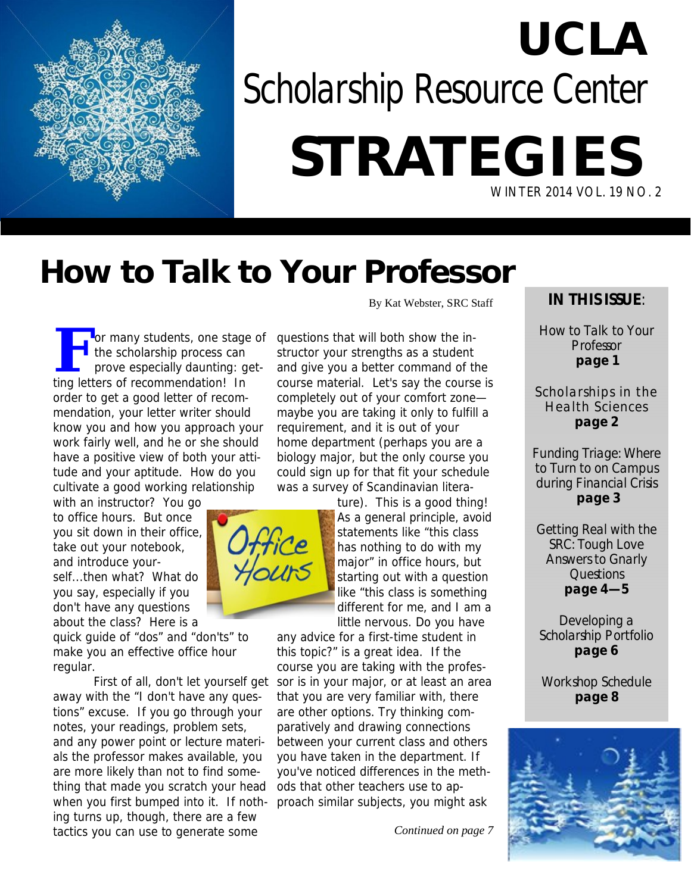# UCLA Scholarship Resource Center STRATEGIES

WINTER 2014 VOL. 19 NO. 2

## How to Talk to Your Professor

By Kat Webster, SRC Staff

For many students, one stage of the scholarship process can prove especially daunting: getting letters of recommendation! In order to get a good letter of recommendation, your letter writer should know you and how you approach your work fairly well, and he or she should have a positive view of both your attitude and your aptitude. How do you cultivate a good working relationship with an instructor? You go to office hours. But once you sit down in their office, take out your notebook, and introduce yourself...then what? What do you say, especially if you don't have any questions about the class? Here is a quick guide of "dos" and "don'ts" to make you an effective office hour regular.

First of all, don't let yourself get away with the "I don't have any questions" excuse. If you go through your notes, your readings, problem sets, and any power point or lecture materials the professor makes available, you are more likely than not to find something that made you scratch your head when you first bumped into it. If nothing turns up, though, there are a few tactics you can use to generate some questions that will both show the instructor your strengths as a student and give you a better command of the course material. Let's say the course is completely out of your comfort zone—maybe you are taking it only to fulfill a requirement, and it is out of your home department (perhaps you are a biology major, but the only course you could sign up for that fit your schedule was a survey of Scandinavian literature). This is a good thing! As a general principle, avoid statements like "this class has nothing to do with my major" in office hours, but starting out with a question like "this class is something different for me, and I am a little nervous. Do you have any advice for a first-time student in this topic?" is a great idea. If the course you are taking with the professor is in your major, or at least an area that you are very familiar with, there are other options. Try thinking comparatively and drawing connections between your current class and others you have taken in the department. If you've noticed differences in the methods that other teachers use to approach similar subjects, you might ask

*Continued on page 7*

**IN THIS ISSUE:**

- How to Talk to Your Professor **page 1**
- Scholarships in the Health Sciences **page 2**
- Funding Triage: Where to Turn to on Campus during Financial Crisis **page 3**
- Getting Real with the SRC: Tough Love Answers to Gnarly Questions **page 4—5**
- Developing a Scholarship Portfolio **page 6**
- Workshop Schedule **page 8**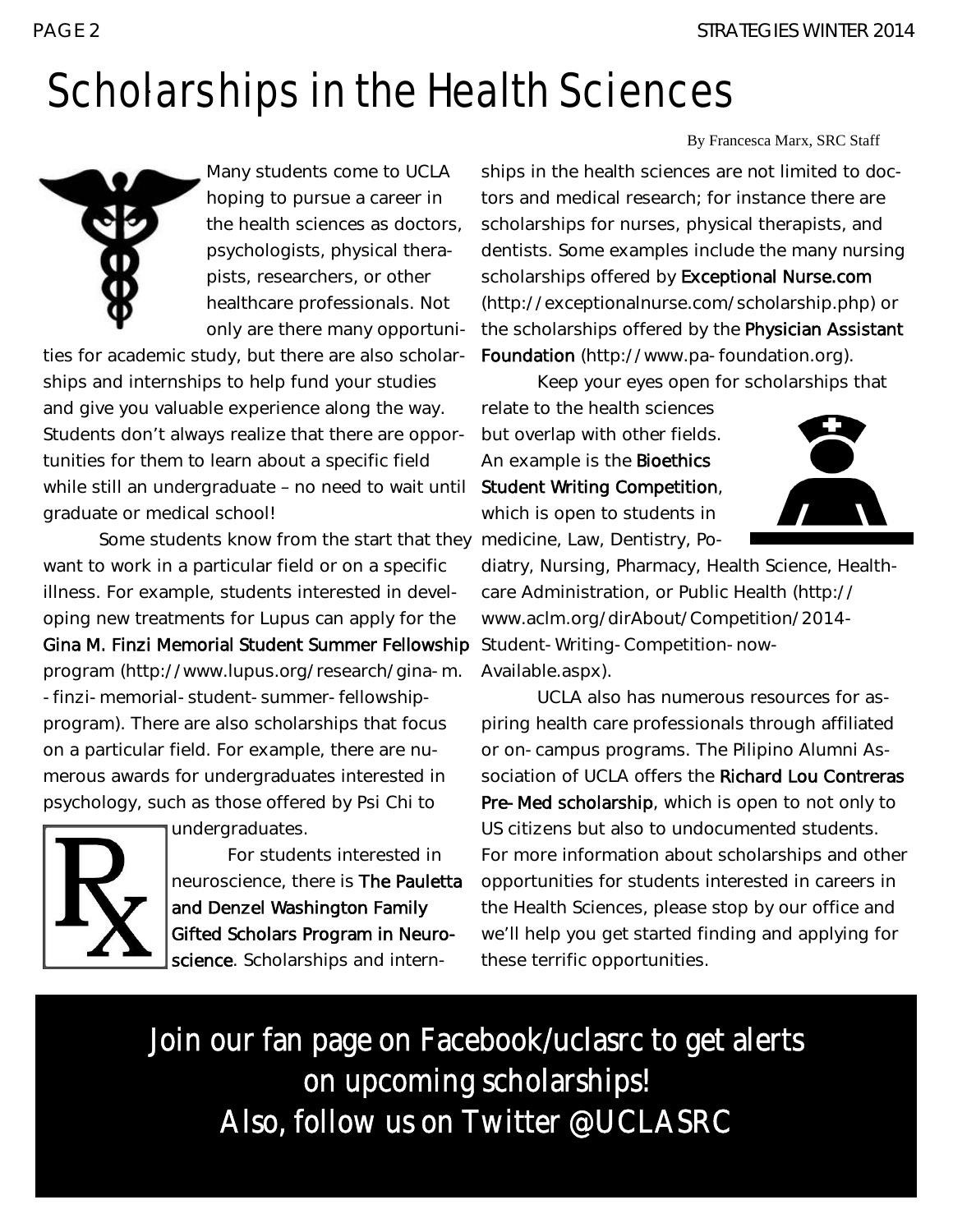# Scholarships in the Health Sciences

By Francesca Marx, SRC Staff

Many students come to UCLA hoping to pursue a career in the health sciences as doctors, psychologists, physical therapists, researchers, or other healthcare professionals. Not only are there many opportunities for academic study, but there are also scholarships and internships to help fund your studies and give you valuable experience along the way. Students don't always realize that there are opportunities for them to learn about a specific field while still an undergraduate – no need to wait until graduate or medical school!

Some students know from the start that they want to work in a particular field or on a specific illness. For example, students interested in developing new treatments for Lupus can apply for the **Gina M. Finzi Memorial Student Summer Fellowship** program (http://www.lupus.org/research/gina-m.-finzi-memorial-student-summer-fellowship-program). There are also scholarships that focus on a particular field. For example, there are numerous awards for undergraduates interested in psychology, such as those offered by Psi Chi to undergraduates.

For students interested in neuroscience, there is **The Pauletta and Denzel Washington Family Gifted Scholars Program in Neuroscience**. Scholarships and internships in the health sciences are not limited to doctors and medical research; for instance there are scholarships for nurses, physical therapists, and dentists. Some examples include the many nursing scholarships offered by **Exceptional Nurse.com** (http://exceptionalnurse.com/scholarship.php) or the scholarships offered by the **Physician Assistant Foundation** (http://www.pa-foundation.org).

Keep your eyes open for scholarships that relate to the health sciences but overlap with other fields. An example is the **Bioethics Student Writing Competition**, which is open to students in medicine, Law, Dentistry, Podiatry, Nursing, Pharmacy, Health Science, Healthcare Administration, or Public Health (http://www.aclm.org/dirAbout/Competition/2014-Student-Writing-Competition-now-Available.aspx).

UCLA also has numerous resources for aspiring health care professionals through affiliated or on-campus programs. The Pilipino Alumni Association of UCLA offers the **Richard Lou Contreras Pre-Med scholarship**, which is open to not only to US citizens but also to undocumented students. For more information about scholarships and other opportunities for students interested in careers in the Health Sciences, please stop by our office and we'll help you get started finding and applying for these terrific opportunities.

Join our fan page on Facebook/uclasrc to get alerts on upcoming scholarships!
Also, follow us on Twitter @UCLASRC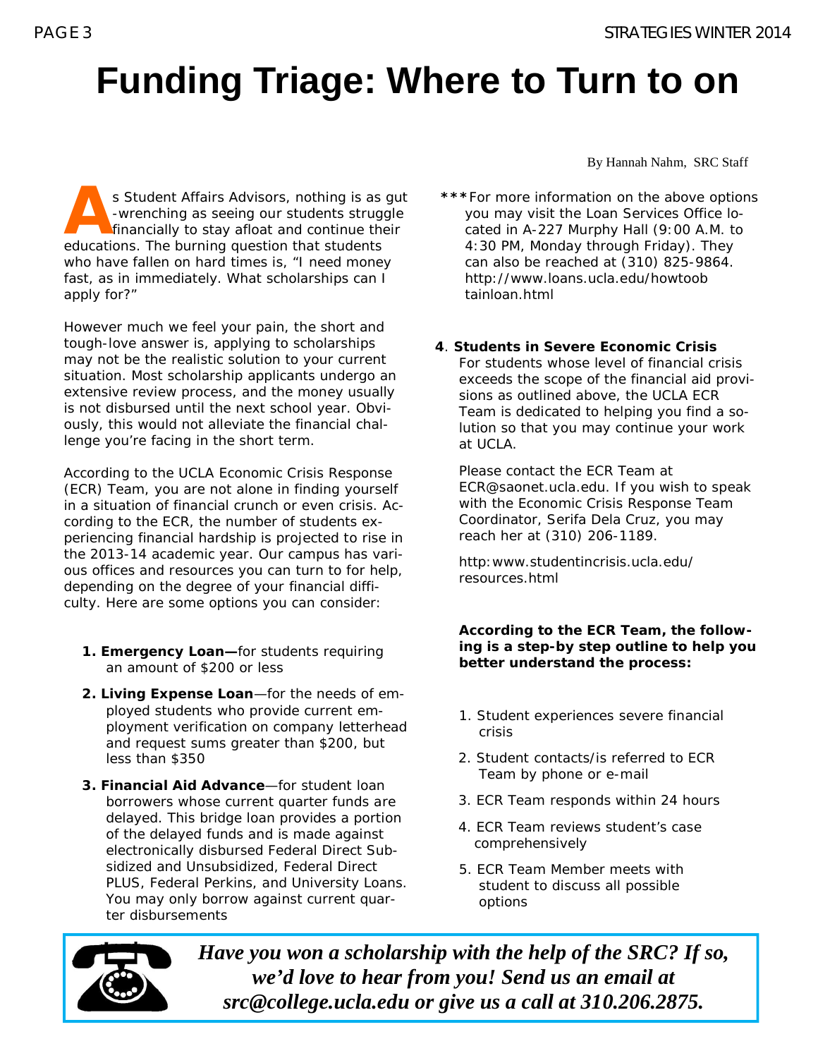# Funding Triage: Where to Turn to on

By Hannah Nahm, SRC Staff

As Student Affairs Advisors, nothing is as gut-wrenching as seeing our students struggle financially to stay afloat and continue their educations. The burning question that students who have fallen on hard times is, "I need money fast, as in immediately. What scholarships can I apply for?"

However much we feel your pain, the short and tough-love answer is, applying to scholarships may not be the realistic solution to your current situation. Most scholarship applicants undergo an extensive review process, and the money usually is not disbursed until the next school year. Obviously, this would not alleviate the financial challenge you're facing in the short term.

According to the UCLA Economic Crisis Response (ECR) Team, you are not alone in finding yourself in a situation of financial crunch or even crisis. According to the ECR, the number of students experiencing financial hardship is projected to rise in the 2013-14 academic year. Our campus has various offices and resources you can turn to for help, depending on the degree of your financial difficulty. Here are some options you can consider:

1. **Emergency Loan—**for students requiring an amount of $200 or less
2. **Living Expense Loan**—for the needs of employed students who provide current employment verification on company letterhead and request sums greater than $200, but less than $350
3. **Financial Aid Advance**—for student loan borrowers whose current quarter funds are delayed. This bridge loan provides a portion of the delayed funds and is made against electronically disbursed Federal Direct Subsidized and Unsubsidized, Federal Direct PLUS, Federal Perkins, and University Loans. You may only borrow against current quarter disbursements

***For more information on the above options you may visit the Loan Services Office located in A-227 Murphy Hall (9:00 A.M. to 4:30 PM, Monday through Friday). They can also be reached at (310) 825-9864. http://www.loans.ucla.edu/howtoobtainloan.html

4. **Students in Severe Economic Crisis**
   For students whose level of financial crisis exceeds the scope of the financial aid provisions as outlined above, the UCLA ECR Team is dedicated to helping you find a solution so that you may continue your work at UCLA.

   Please contact the ECR Team at ECR@saonet.ucla.edu. If you wish to speak with the Economic Crisis Response Team Coordinator, Serifa Dela Cruz, you may reach her at (310) 206-1189.

   http:www.studentincrisis.ucla.edu/resources.html

**According to the ECR Team, the following is a step-by step outline to help you better understand the process:**

1. Student experiences severe financial crisis
2. Student contacts/is referred to ECR Team by phone or e-mail
3. ECR Team responds within 24 hours
4. ECR Team reviews student's case comprehensively
5. ECR Team Member meets with student to discuss all possible options

***Have you won a scholarship with the help of the SRC? If so, we'd love to hear from you! Send us an email at src@college.ucla.edu or give us a call at 310.206.2875.***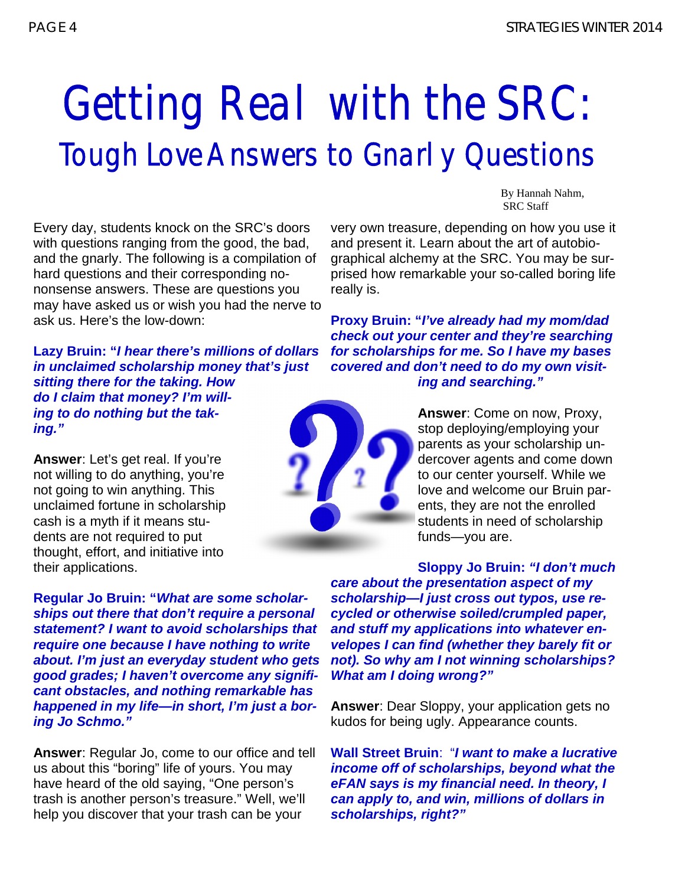# Getting Real with the SRC:

## Tough Love Answers to Gnarly Questions

By Hannah Nahm, SRC Staff

Every day, students knock on the SRC's doors with questions ranging from the good, the bad, and the gnarly. The following is a compilation of hard questions and their corresponding no-nonsense answers. These are questions you may have asked us or wish you had the nerve to ask us. Here's the low-down:

**Lazy Bruin: "*I hear there's millions of dollars in unclaimed scholarship money that's just sitting there for the taking. How do I claim that money? I'm willing to do nothing but the taking.*"**

**Answer**: Let's get real. If you're not willing to do anything, you're not going to win anything. This unclaimed fortune in scholarship cash is a myth if it means students are not required to put thought, effort, and initiative into their applications.

**Regular Jo Bruin: "*What are some scholarships out there that don't require a personal statement? I want to avoid scholarships that require one because I have nothing to write about. I'm just an everyday student who gets good grades; I haven't overcome any significant obstacles, and nothing remarkable has happened in my life—in short, I'm just a boring Jo Schmo.*"**

**Answer**: Regular Jo, come to our office and tell us about this "boring" life of yours. You may have heard of the old saying, "One person's trash is another person's treasure." Well, we'll help you discover that your trash can be your very own treasure, depending on how you use it and present it. Learn about the art of autobiographical alchemy at the SRC. You may be surprised how remarkable your so-called boring life really is.

**Proxy Bruin: "*I've already had my mom/dad check out your center and they're searching for scholarships for me. So I have my bases covered and don't need to do my own visiting and searching.*"**

**Answer**: Come on now, Proxy, stop deploying/employing your parents as your scholarship undercover agents and come down to our center yourself. While we love and welcome our Bruin parents, they are not the enrolled students in need of scholarship funds—you are.

**Sloppy Jo Bruin: *"I don't much care about the presentation aspect of my scholarship—I just cross out typos, use recycled or otherwise soiled/crumpled paper, and stuff my applications into whatever envelopes I can find (whether they barely fit or not). So why am I not winning scholarships? What am I doing wrong?"***

**Answer**: Dear Sloppy, your application gets no kudos for being ugly. Appearance counts.

**Wall Street Bruin**: "***I want to make a lucrative income off of scholarships, beyond what the eFAN says is my financial need. In theory, I can apply to, and win, millions of dollars in scholarships, right?"***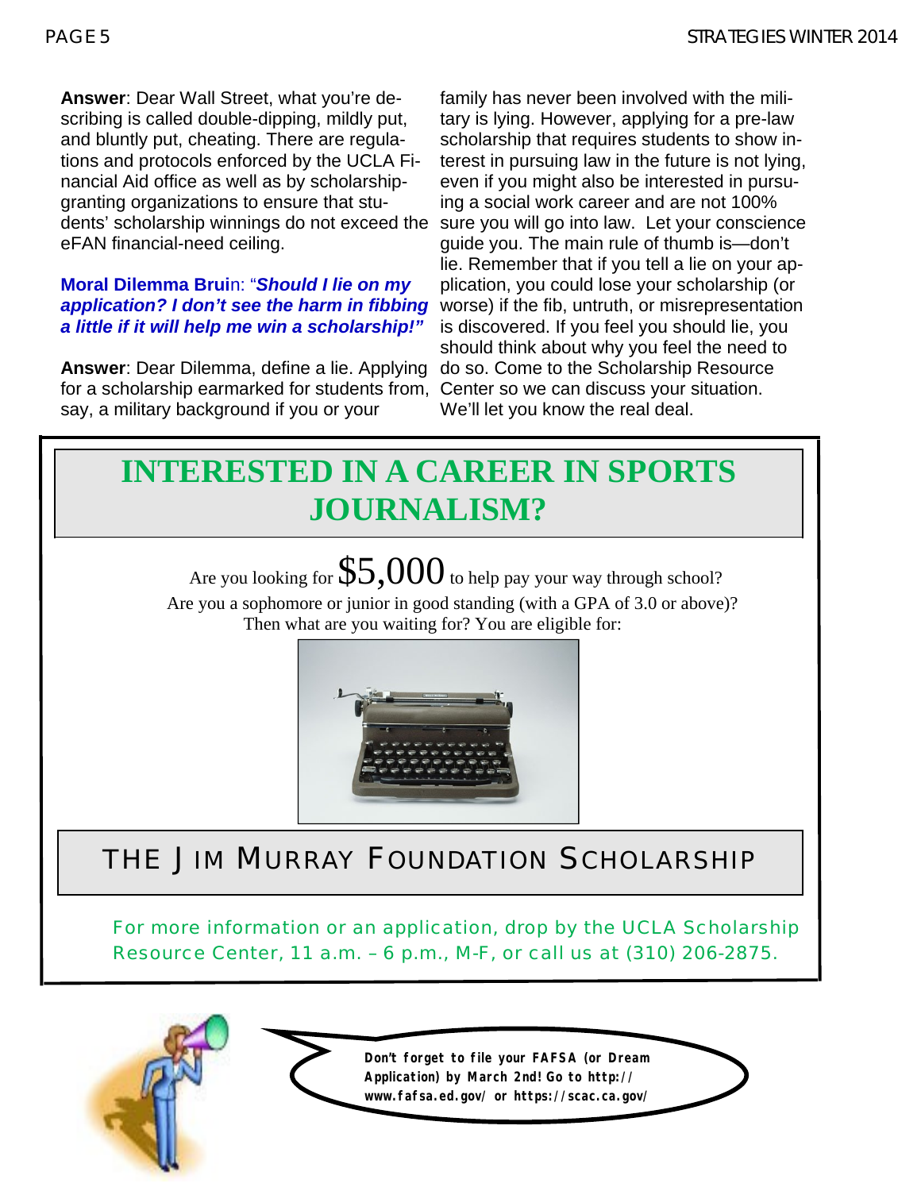**Answer**: Dear Wall Street, what you're describing is called double-dipping, mildly put, and bluntly put, cheating. There are regulations and protocols enforced by the UCLA Financial Aid office as well as by scholarship-granting organizations to ensure that students' scholarship winnings do not exceed the eFAN financial-need ceiling.

**Moral Dilemma Bruin**: "***Should I lie on my application? I don't see the harm in fibbing a little if it will help me win a scholarship!"***

**Answer**: Dear Dilemma, define a lie. Applying for a scholarship earmarked for students from, say, a military background if you or your family has never been involved with the military is lying. However, applying for a pre-law scholarship that requires students to show interest in pursuing law in the future is not lying, even if you might also be interested in pursuing a social work career and are not 100% sure you will go into law. Let your conscience guide you. The main rule of thumb is—don't lie. Remember that if you tell a lie on your application, you could lose your scholarship (or worse) if the fib, untruth, or misrepresentation is discovered. If you feel you should lie, you should think about why you feel the need to do so. Come to the Scholarship Resource Center so we can discuss your situation. We'll let you know the real deal.

## INTERESTED IN A CAREER IN SPORTS JOURNALISM?

Are you looking for $5,000 to help pay your way through school?
Are you a sophomore or junior in good standing (with a GPA of 3.0 or above)?
Then what are you waiting for? You are eligible for:

## THE JIM MURRAY FOUNDATION SCHOLARSHIP

For more information or an application, drop by the UCLA Scholarship Resource Center, 11 a.m. – 6 p.m., M-F, or call us at (310) 206-2875.

**Don't forget to file your FAFSA (or Dream Application) by March 2nd! Go to http://www.fafsa.ed.gov/ or https://scac.ca.gov/**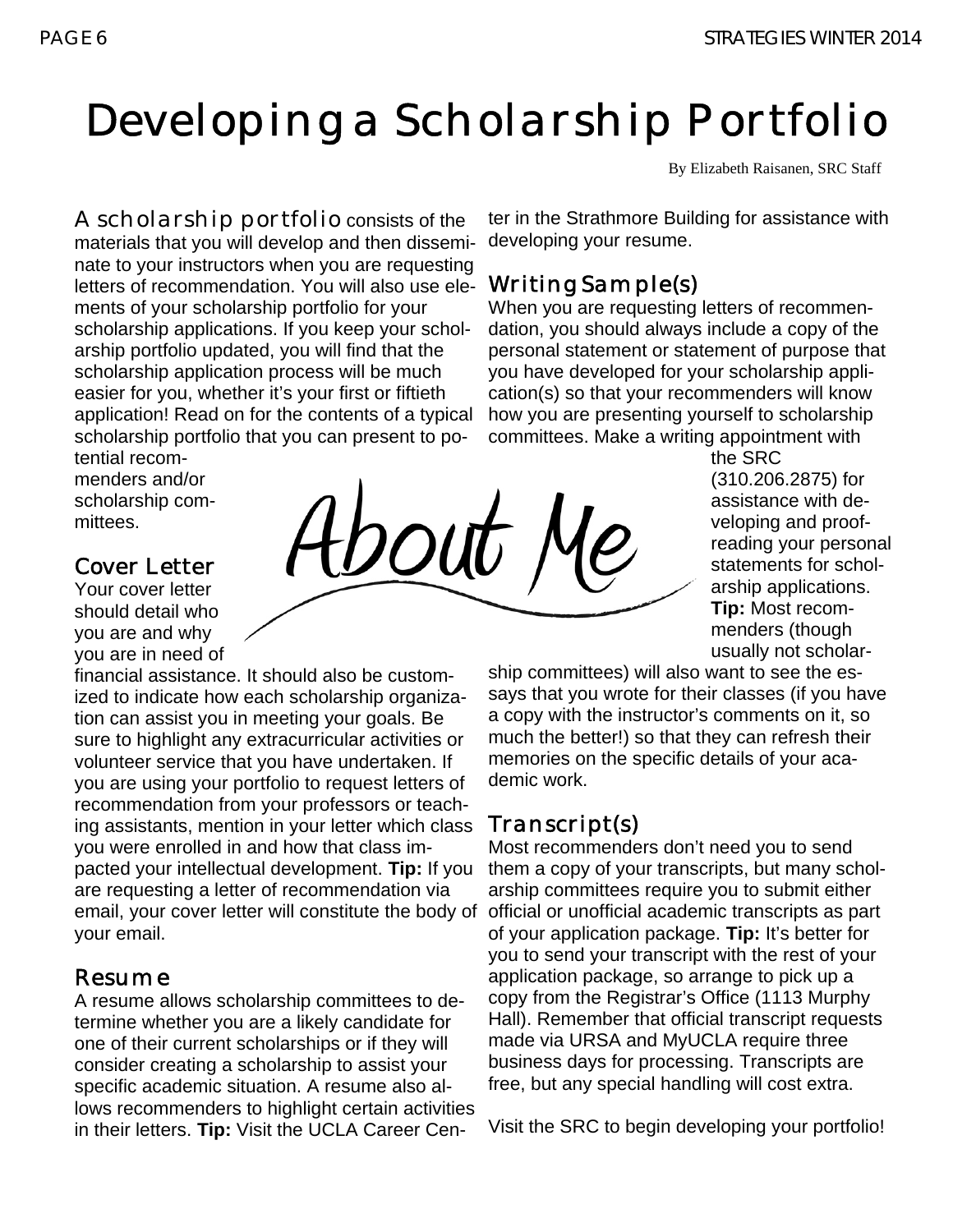# Developing a Scholarship Portfolio

By Elizabeth Raisanen, SRC Staff

**A scholarship portfolio** consists of the materials that you will develop and then disseminate to your instructors when you are requesting letters of recommendation. You will also use elements of your scholarship portfolio for your scholarship applications. If you keep your scholarship portfolio updated, you will find that the scholarship application process will be much easier for you, whether it's your first or fiftieth application! Read on for the contents of a typical scholarship portfolio that you can present to potential recommenders and/or scholarship committees.

About Me

## Cover Letter

Your cover letter should detail who you are and why you are in need of financial assistance. It should also be customized to indicate how each scholarship organization can assist you in meeting your goals. Be sure to highlight any extracurricular activities or volunteer service that you have undertaken. If you are using your portfolio to request letters of recommendation from your professors or teaching assistants, mention in your letter which class you were enrolled in and how that class impacted your intellectual development. **Tip:** If you are requesting a letter of recommendation via email, your cover letter will constitute the body of your email.

## Resume

A resume allows scholarship committees to determine whether you are a likely candidate for one of their current scholarships or if they will consider creating a scholarship to assist your specific academic situation. A resume also allows recommenders to highlight certain activities in their letters. **Tip:** Visit the UCLA Career Center in the Strathmore Building for assistance with developing your resume.

## Writing Sample(s)

When you are requesting letters of recommendation, you should always include a copy of the personal statement or statement of purpose that you have developed for your scholarship application(s) so that your recommenders will know how you are presenting yourself to scholarship committees. Make a writing appointment with the SRC (310.206.2875) for assistance with developing and proofreading your personal statements for scholarship applications. **Tip:** Most recommenders (though usually not scholarship committees) will also want to see the essays that you wrote for their classes (if you have a copy with the instructor's comments on it, so much the better!) so that they can refresh their memories on the specific details of your academic work.

## Transcript(s)

Most recommenders don't need you to send them a copy of your transcripts, but many scholarship committees require you to submit either official or unofficial academic transcripts as part of your application package. **Tip:** It's better for you to send your transcript with the rest of your application package, so arrange to pick up a copy from the Registrar's Office (1113 Murphy Hall). Remember that official transcript requests made via URSA and MyUCLA require three business days for processing. Transcripts are free, but any special handling will cost extra.

Visit the SRC to begin developing your portfolio!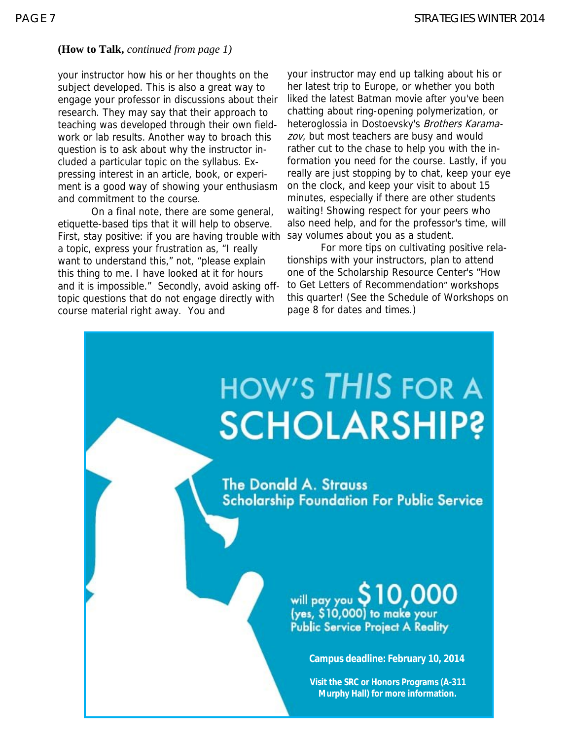**(How to Talk,** *continued from page 1)*

your instructor how his or her thoughts on the subject developed. This is also a great way to engage your professor in discussions about their research. They may say that their approach to teaching was developed through their own fieldwork or lab results. Another way to broach this question is to ask about why the instructor included a particular topic on the syllabus. Expressing interest in an article, book, or experiment is a good way of showing your enthusiasm and commitment to the course.

On a final note, there are some general, etiquette-based tips that it will help to observe. First, stay positive: if you are having trouble with a topic, express your frustration as, "I really want to understand this," not, "please explain this thing to me. I have looked at it for hours and it is impossible." Secondly, avoid asking off-topic questions that do not engage directly with course material right away. You and your instructor may end up talking about his or her latest trip to Europe, or whether you both liked the latest Batman movie after you've been chatting about ring-opening polymerization, or heteroglossia in Dostoevsky's *Brothers Karamazov*, but most teachers are busy and would rather cut to the chase to help you with the information you need for the course. Lastly, if you really are just stopping by to chat, keep your eye on the clock, and keep your visit to about 15 minutes, especially if there are other students waiting! Showing respect for your peers who also need help, and for the professor's time, will say volumes about you as a student.

For more tips on cultivating positive relationships with your instructors, plan to attend one of the Scholarship Resource Center's "How to Get Letters of Recommendation" workshops this quarter! (See the Schedule of Workshops on page 8 for dates and times.)

# HOW'S *THIS* FOR A SCHOLARSHIP?

**The Donald A. Strauss Scholarship Foundation For Public Service**

will pay you **$10,000** (yes, $10,000) to make your Public Service Project A Reality

**Campus deadline: February 10, 2014**

**Visit the SRC or Honors Programs (A-311 Murphy Hall) for more information.**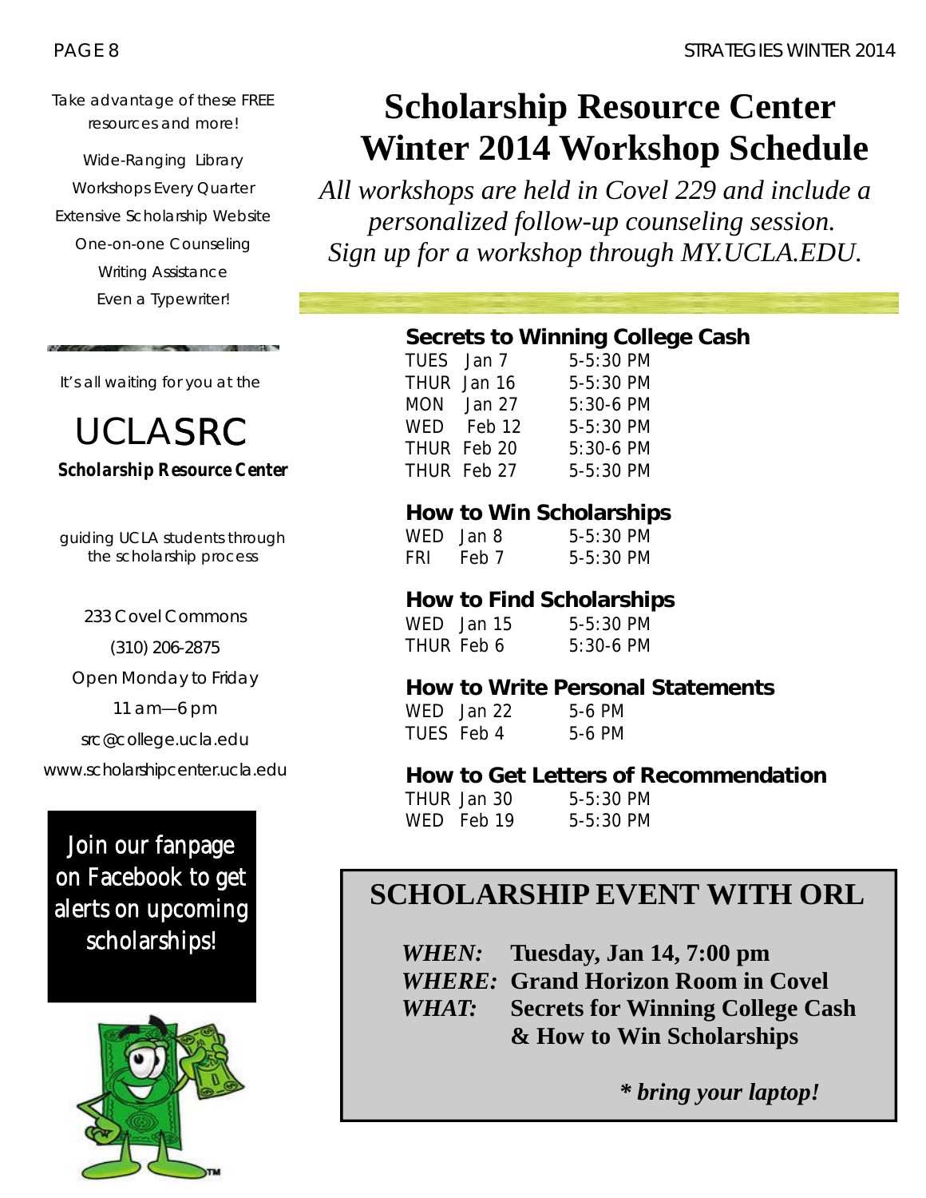Take advantage of these FREE resources and more!

Wide-Ranging Library
Workshops Every Quarter
Extensive Scholarship Website
One-on-one Counseling
Writing Assistance
Even a Typewriter!

It's all waiting for you at the

UCLASRC

***Scholarship Resource Center***

guiding UCLA students through the scholarship process

233 Covel Commons
(310) 206-2875
Open Monday to Friday
11 am—6 pm
src@college.ucla.edu
www.scholarshipcenter.ucla.edu

Join our fanpage on Facebook to get alerts on upcoming scholarships!

# Scholarship Resource Center Winter 2014 Workshop Schedule

*All workshops are held in Covel 229 and include a personalized follow-up counseling session. Sign up for a workshop through MY.UCLA.EDU.*

### Secrets to Winning College Cash

| | | |
|---|---|---|
| TUES | Jan 7 | 5-5:30 PM |
| THUR | Jan 16 | 5-5:30 PM |
| MON | Jan 27 | 5:30-6 PM |
| WED | Feb 12 | 5-5:30 PM |
| THUR | Feb 20 | 5:30-6 PM |
| THUR | Feb 27 | 5-5:30 PM |

### How to Win Scholarships

| | | |
|---|---|---|
| WED | Jan 8 | 5-5:30 PM |
| FRI | Feb 7 | 5-5:30 PM |

### How to Find Scholarships

| | | |
|---|---|---|
| WED | Jan 15 | 5-5:30 PM |
| THUR | Feb 6 | 5:30-6 PM |

### How to Write Personal Statements

| | | |
|---|---|---|
| WED | Jan 22 | 5-6 PM |
| TUES | Feb 4 | 5-6 PM |

### How to Get Letters of Recommendation

| | | |
|---|---|---|
| THUR | Jan 30 | 5-5:30 PM |
| WED | Feb 19 | 5-5:30 PM |

## SCHOLARSHIP EVENT WITH ORL

***WHEN:*** **Tuesday, Jan 14, 7:00 pm**
***WHERE:*** **Grand Horizon Room in Covel**
***WHAT:*** **Secrets for Winning College Cash & How to Win Scholarships**

***\* bring your laptop!***